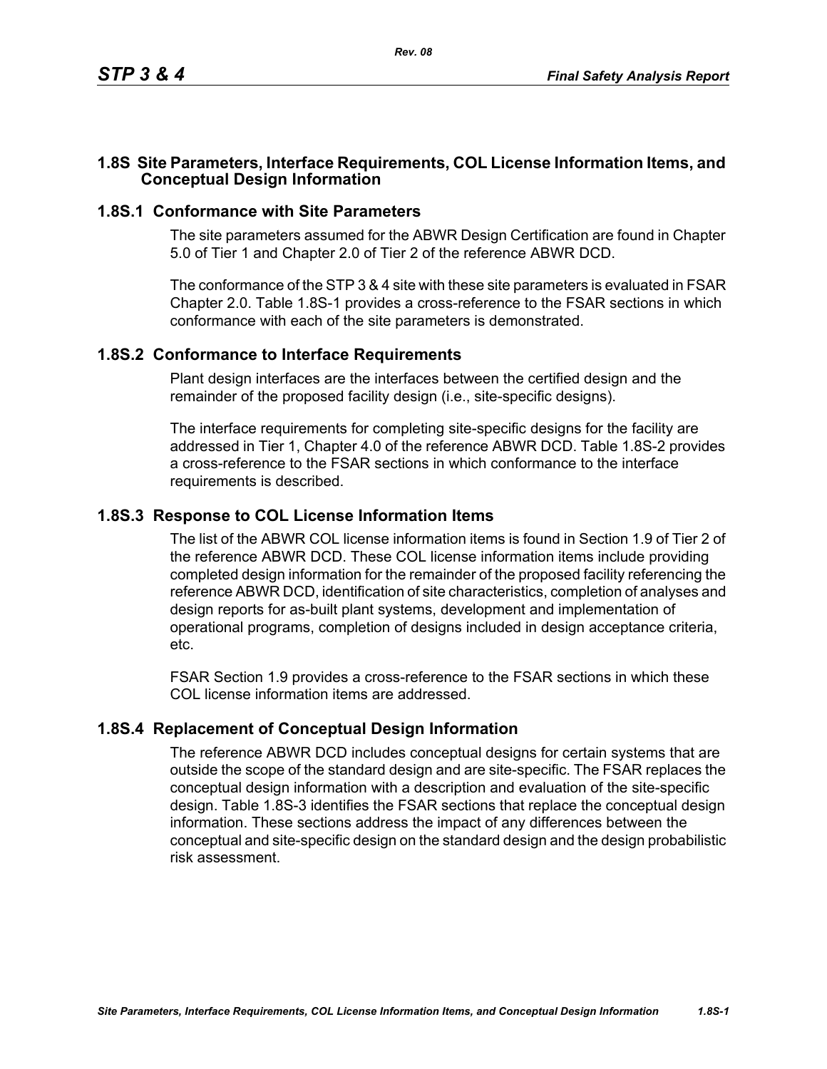# 1.8S Site Parameters, Interface Requirements, COL License Information Items, and Conceptual Design Information

## 1.8S.1 Conformance with Site Parameters

The site parameters assumed for the ABWR Design Certification are found in Chapter 5.0 of Tier 1 and Chapter 2.0 of Tier 2 of the reference ABWR DCD.

The conformance of the STP 3 & 4 site with these site parameters is evaluated in FSAR Chapter 2.0. Table 1.8S-1 provides a cross-reference to the FSAR sections in which conformance with each of the site parameters is demonstrated.

## 1.8S.2 Conformance to Interface Requirements

Plant design interfaces are the interfaces between the certified design and the remainder of the proposed facility design (i.e., site-specific designs).

The interface requirements for completing site-specific designs for the facility are addressed in Tier 1, Chapter 4.0 of the reference ABWR DCD. Table 1.8S-2 provides a cross-reference to the FSAR sections in which conformance to the interface requirements is described.

## 1.8S.3 Response to COL License Information Items

The list of the ABWR COL license information items is found in Section 1.9 of Tier 2 of the reference ABWR DCD. These COL license information items include providing completed design information for the remainder of the proposed facility referencing the reference ABWR DCD, identification of site characteristics, completion of analyses and design reports for as-built plant systems, development and implementation of operational programs, completion of designs included in design acceptance criteria, etc.

FSAR Section 1.9 provides a cross-reference to the FSAR sections in which these COL license information items are addressed.

## 1.8S.4 Replacement of Conceptual Design Information

The reference ABWR DCD includes conceptual designs for certain systems that are outside the scope of the standard design and are site-specific. The FSAR replaces the conceptual design information with a description and evaluation of the site-specific design. Table 1.8S-3 identifies the FSAR sections that replace the conceptual design information. These sections address the impact of any differences between the conceptual and site-specific design on the standard design and the design probabilistic risk assessment.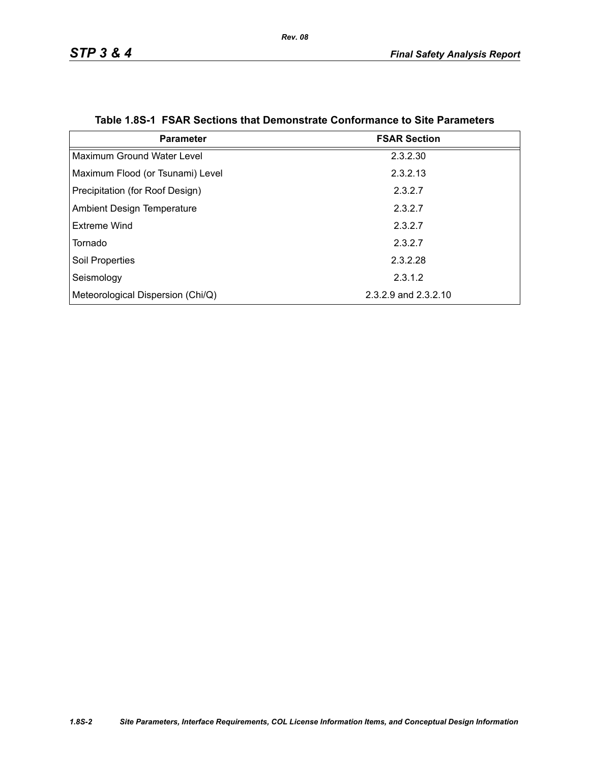**Table 1.8S-1 FSAR Sections that Demonstrate Conformance to Site Parameters**

| Parameter | FSAR Section |
|---|---|
| Maximum Ground Water Level | 2.3.2.30 |
| Maximum Flood (or Tsunami) Level | 2.3.2.13 |
| Precipitation (for Roof Design) | 2.3.2.7 |
| Ambient Design Temperature | 2.3.2.7 |
| Extreme Wind | 2.3.2.7 |
| Tornado | 2.3.2.7 |
| Soil Properties | 2.3.2.28 |
| Seismology | 2.3.1.2 |
| Meteorological Dispersion (Chi/Q) | 2.3.2.9 and 2.3.2.10 |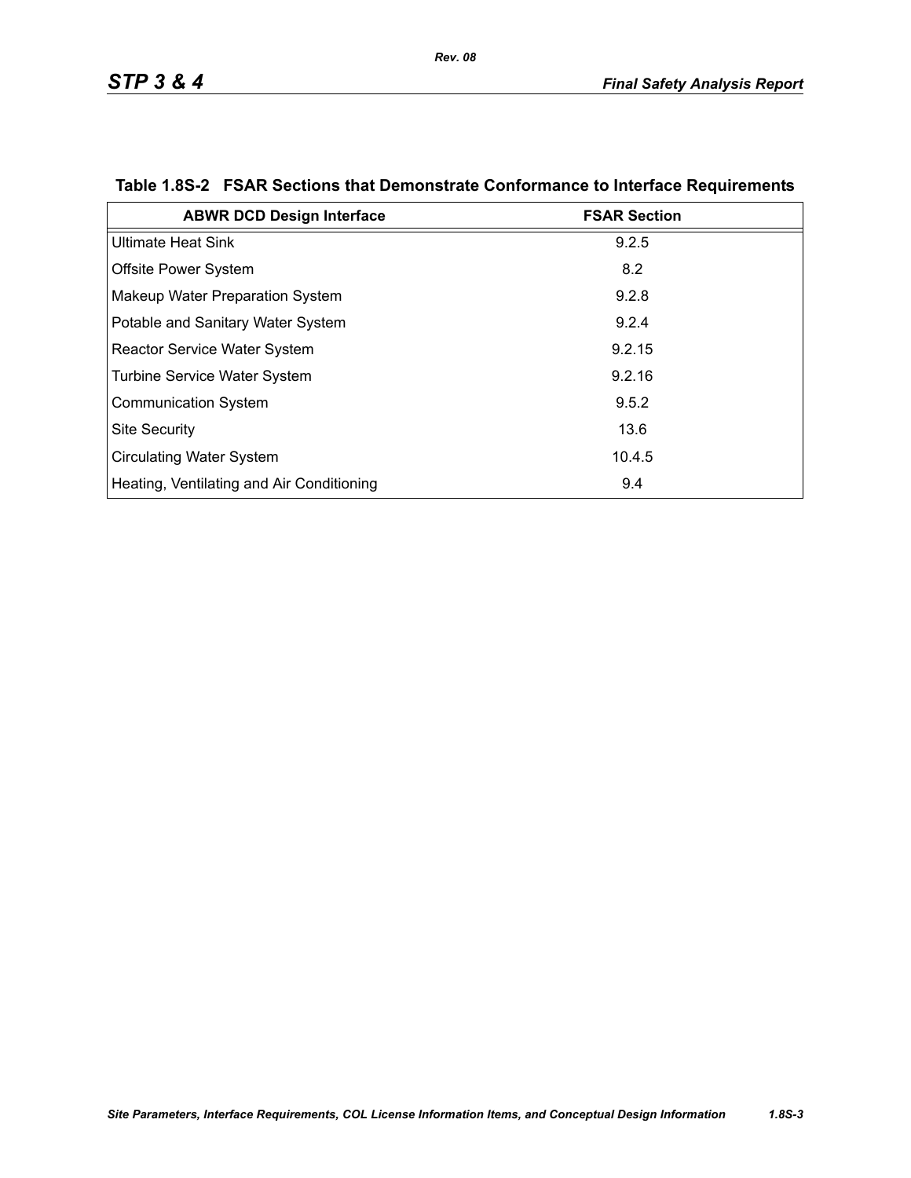**Table 1.8S-2 FSAR Sections that Demonstrate Conformance to Interface Requirements**

| ABWR DCD Design Interface | FSAR Section |
|---|---|
| Ultimate Heat Sink | 9.2.5 |
| Offsite Power System | 8.2 |
| Makeup Water Preparation System | 9.2.8 |
| Potable and Sanitary Water System | 9.2.4 |
| Reactor Service Water System | 9.2.15 |
| Turbine Service Water System | 9.2.16 |
| Communication System | 9.5.2 |
| Site Security | 13.6 |
| Circulating Water System | 10.4.5 |
| Heating, Ventilating and Air Conditioning | 9.4 |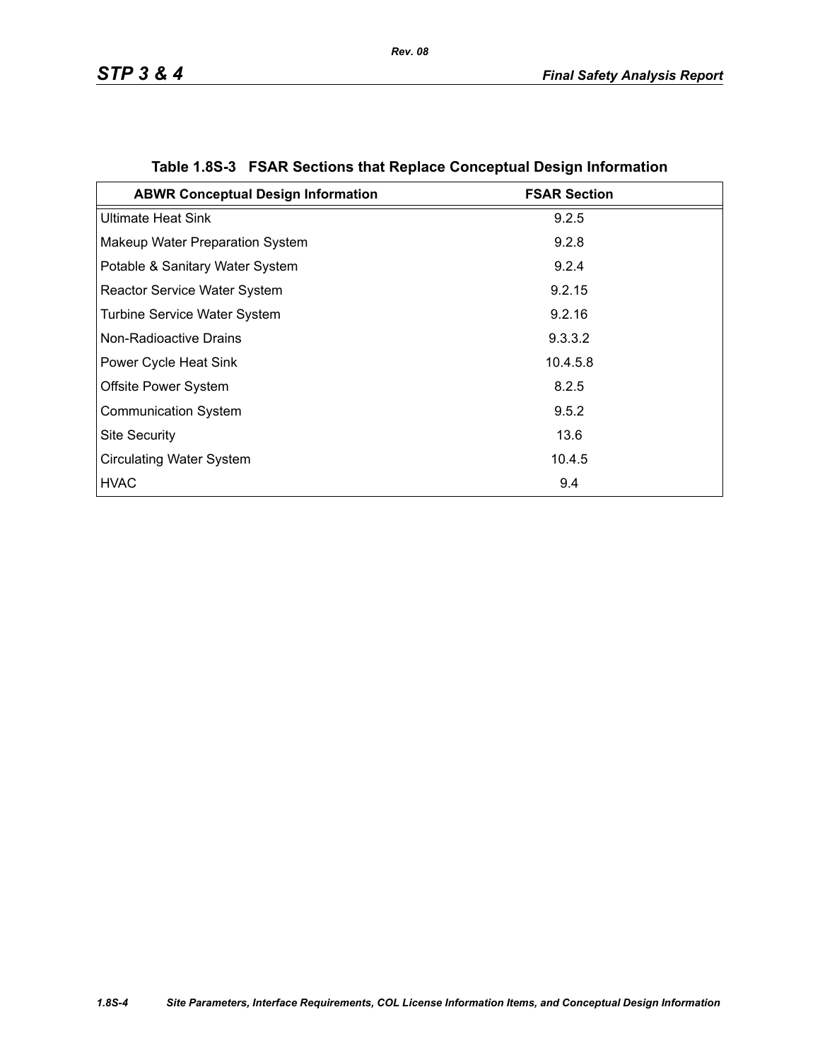**Table 1.8S-3 FSAR Sections that Replace Conceptual Design Information**

| ABWR Conceptual Design Information | FSAR Section |
|---|---|
| Ultimate Heat Sink | 9.2.5 |
| Makeup Water Preparation System | 9.2.8 |
| Potable & Sanitary Water System | 9.2.4 |
| Reactor Service Water System | 9.2.15 |
| Turbine Service Water System | 9.2.16 |
| Non-Radioactive Drains | 9.3.3.2 |
| Power Cycle Heat Sink | 10.4.5.8 |
| Offsite Power System | 8.2.5 |
| Communication System | 9.5.2 |
| Site Security | 13.6 |
| Circulating Water System | 10.4.5 |
| HVAC | 9.4 |